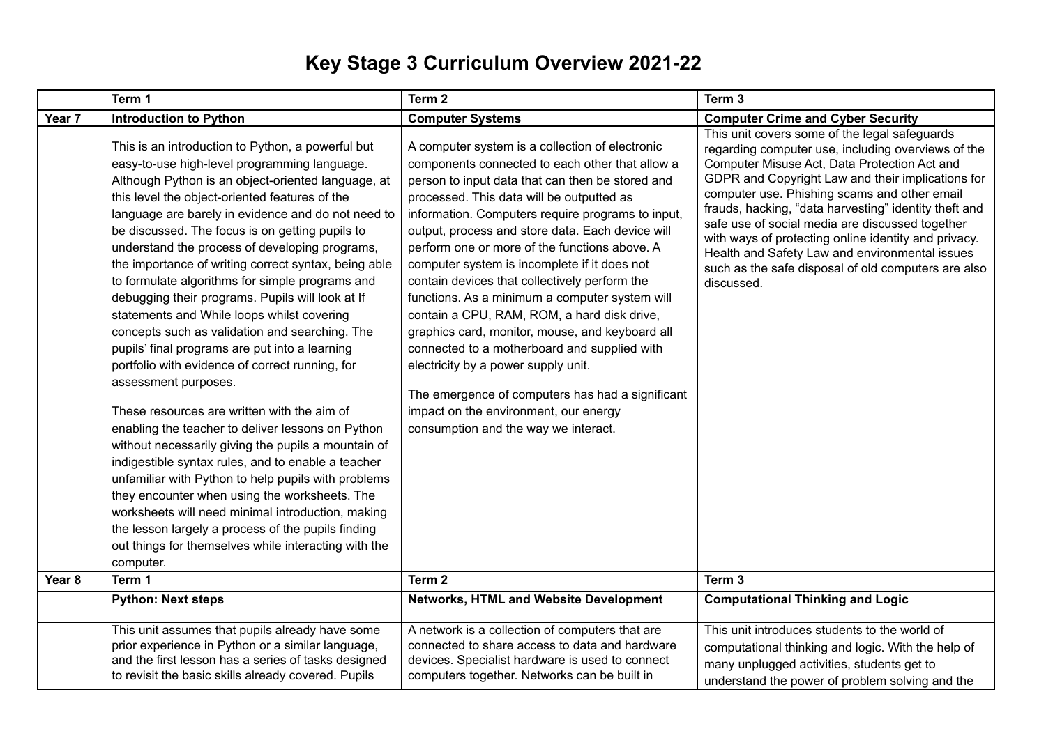# Key Stage 3 Curriculum Overview 2021-22

| | Term 1 | Term 2 | Term 3 |
|---|---|---|---|
| **Year 7** | **Introduction to Python** | **Computer Systems** | **Computer Crime and Cyber Security** |
| | This is an introduction to Python, a powerful but easy-to-use high-level programming language. Although Python is an object-oriented language, at this level the object-oriented features of the language are barely in evidence and do not need to be discussed. The focus is on getting pupils to understand the process of developing programs, the importance of writing correct syntax, being able to formulate algorithms for simple programs and debugging their programs. Pupils will look at If statements and While loops whilst covering concepts such as validation and searching. The pupils' final programs are put into a learning portfolio with evidence of correct running, for assessment purposes.<br><br>These resources are written with the aim of enabling the teacher to deliver lessons on Python without necessarily giving the pupils a mountain of indigestible syntax rules, and to enable a teacher unfamiliar with Python to help pupils with problems they encounter when using the worksheets. The worksheets will need minimal introduction, making the lesson largely a process of the pupils finding out things for themselves while interacting with the computer. | A computer system is a collection of electronic components connected to each other that allow a person to input data that can then be stored and processed. This data will be outputted as information. Computers require programs to input, output, process and store data. Each device will perform one or more of the functions above. A computer system is incomplete if it does not contain devices that collectively perform the functions. As a minimum a computer system will contain a CPU, RAM, ROM, a hard disk drive, graphics card, monitor, mouse, and keyboard all connected to a motherboard and supplied with electricity by a power supply unit.<br><br>The emergence of computers has had a significant impact on the environment, our energy consumption and the way we interact. | This unit covers some of the legal safeguards regarding computer use, including overviews of the Computer Misuse Act, Data Protection Act and GDPR and Copyright Law and their implications for computer use. Phishing scams and other email frauds, hacking, "data harvesting" identity theft and safe use of social media are discussed together with ways of protecting online identity and privacy. Health and Safety Law and environmental issues such as the safe disposal of old computers are also discussed. |
| **Year 8** | **Term 1** | **Term 2** | **Term 3** |
| | **Python: Next steps** | **Networks, HTML and Website Development** | **Computational Thinking and Logic** |
| | This unit assumes that pupils already have some prior experience in Python or a similar language, and the first lesson has a series of tasks designed to revisit the basic skills already covered. Pupils | A network is a collection of computers that are connected to share access to data and hardware devices. Specialist hardware is used to connect computers together. Networks can be built in | This unit introduces students to the world of computational thinking and logic. With the help of many unplugged activities, students get to understand the power of problem solving and the |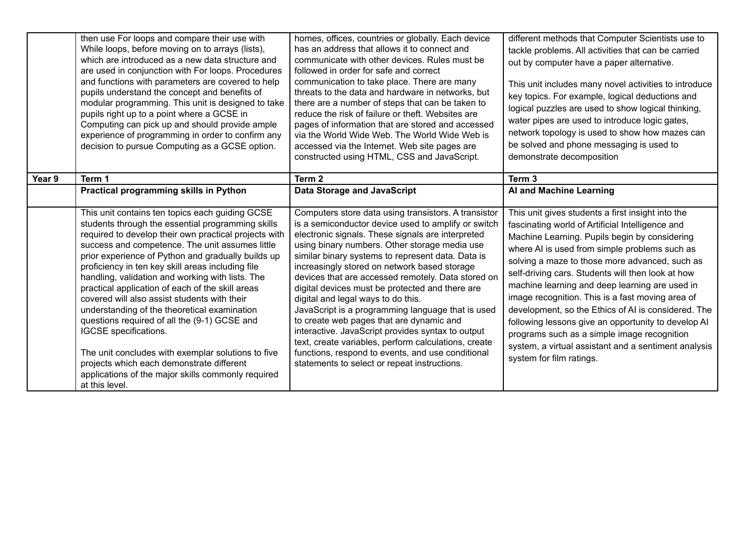| | | | |
|---|---|---|---|
| | then use For loops and compare their use with While loops, before moving on to arrays (lists), which are introduced as a new data structure and are used in conjunction with For loops. Procedures and functions with parameters are covered to help pupils understand the concept and benefits of modular programming. This unit is designed to take pupils right up to a point where a GCSE in Computing can pick up and should provide ample experience of programming in order to confirm any decision to pursue Computing as a GCSE option. | homes, offices, countries or globally. Each device has an address that allows it to connect and communicate with other devices. Rules must be followed in order for safe and correct communication to take place. There are many threats to the data and hardware in networks, but there are a number of steps that can be taken to reduce the risk of failure or theft. Websites are pages of information that are stored and accessed via the World Wide Web. The World Wide Web is accessed via the Internet. Web site pages are constructed using HTML, CSS and JavaScript. | different methods that Computer Scientists use to tackle problems. All activities that can be carried out by computer have a paper alternative.<br><br>This unit includes many novel activities to introduce key topics. For example, logical deductions and logical puzzles are used to show logical thinking, water pipes are used to introduce logic gates, network topology is used to show how mazes can be solved and phone messaging is used to demonstrate decomposition |
| **Year 9** | **Term 1** | **Term 2** | **Term 3** |
| | **Practical programming skills in Python** | **Data Storage and JavaScript** | **AI and Machine Learning** |
| | This unit contains ten topics each guiding GCSE students through the essential programming skills required to develop their own practical projects with success and competence. The unit assumes little prior experience of Python and gradually builds up proficiency in ten key skill areas including file handling, validation and working with lists. The practical application of each of the skill areas covered will also assist students with their understanding of the theoretical examination questions required of all the (9-1) GCSE and IGCSE specifications.<br><br>The unit concludes with exemplar solutions to five projects which each demonstrate different applications of the major skills commonly required at this level. | Computers store data using transistors. A transistor is a semiconductor device used to amplify or switch electronic signals. These signals are interpreted using binary numbers. Other storage media use similar binary systems to represent data. Data is increasingly stored on network based storage devices that are accessed remotely. Data stored on digital devices must be protected and there are digital and legal ways to do this.<br>JavaScript is a programming language that is used to create web pages that are dynamic and interactive. JavaScript provides syntax to output text, create variables, perform calculations, create functions, respond to events, and use conditional statements to select or repeat instructions. | This unit gives students a first insight into the fascinating world of Artificial Intelligence and Machine Learning. Pupils begin by considering where AI is used from simple problems such as solving a maze to those more advanced, such as self-driving cars. Students will then look at how machine learning and deep learning are used in image recognition. This is a fast moving area of development, so the Ethics of AI is considered. The following lessons give an opportunity to develop AI programs such as a simple image recognition system, a virtual assistant and a sentiment analysis system for film ratings. |